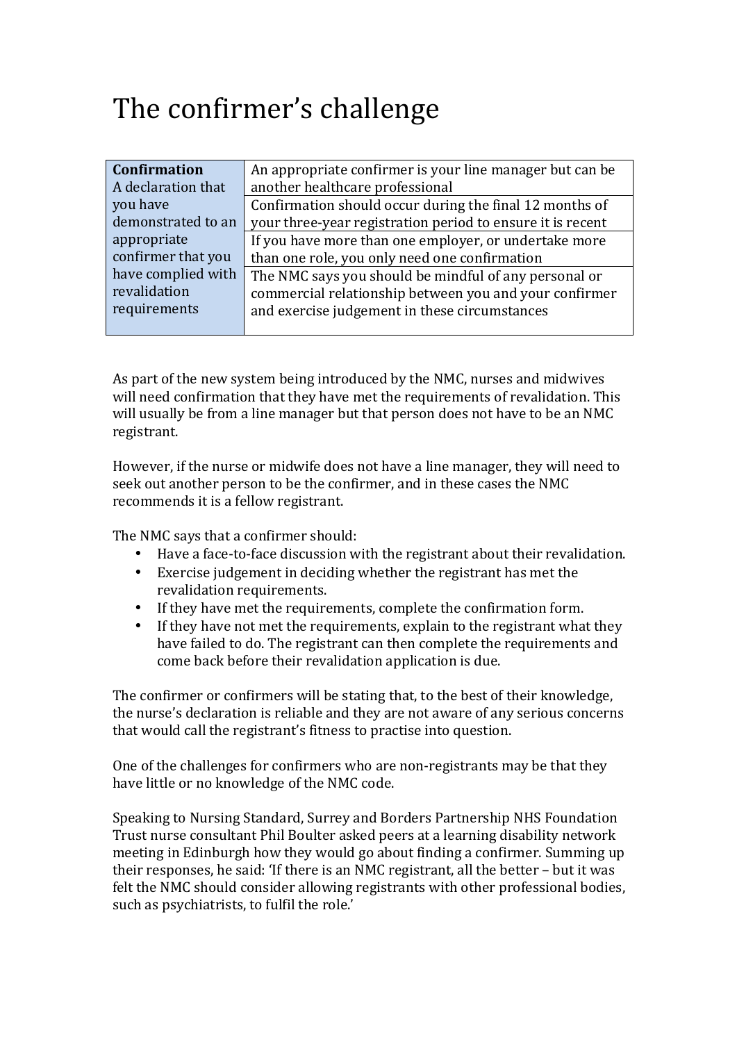# The confirmer's challenge

| **Confirmation** A declaration that you have demonstrated to an appropriate confirmer that you have complied with revalidation requirements | An appropriate confirmer is your line manager but can be another healthcare professional |
|---|---|
| | Confirmation should occur during the final 12 months of your three-year registration period to ensure it is recent |
| | If you have more than one employer, or undertake more than one role, you only need one confirmation |
| | The NMC says you should be mindful of any personal or commercial relationship between you and your confirmer and exercise judgement in these circumstances |

As part of the new system being introduced by the NMC, nurses and midwives will need confirmation that they have met the requirements of revalidation. This will usually be from a line manager but that person does not have to be an NMC registrant.

However, if the nurse or midwife does not have a line manager, they will need to seek out another person to be the confirmer, and in these cases the NMC recommends it is a fellow registrant.

The NMC says that a confirmer should:

- Have a face-to-face discussion with the registrant about their revalidation.
- Exercise judgement in deciding whether the registrant has met the revalidation requirements.
- If they have met the requirements, complete the confirmation form.
- If they have not met the requirements, explain to the registrant what they have failed to do. The registrant can then complete the requirements and come back before their revalidation application is due.

The confirmer or confirmers will be stating that, to the best of their knowledge, the nurse's declaration is reliable and they are not aware of any serious concerns that would call the registrant's fitness to practise into question.

One of the challenges for confirmers who are non-registrants may be that they have little or no knowledge of the NMC code.

Speaking to Nursing Standard, Surrey and Borders Partnership NHS Foundation Trust nurse consultant Phil Boulter asked peers at a learning disability network meeting in Edinburgh how they would go about finding a confirmer. Summing up their responses, he said: 'If there is an NMC registrant, all the better – but it was felt the NMC should consider allowing registrants with other professional bodies, such as psychiatrists, to fulfil the role.'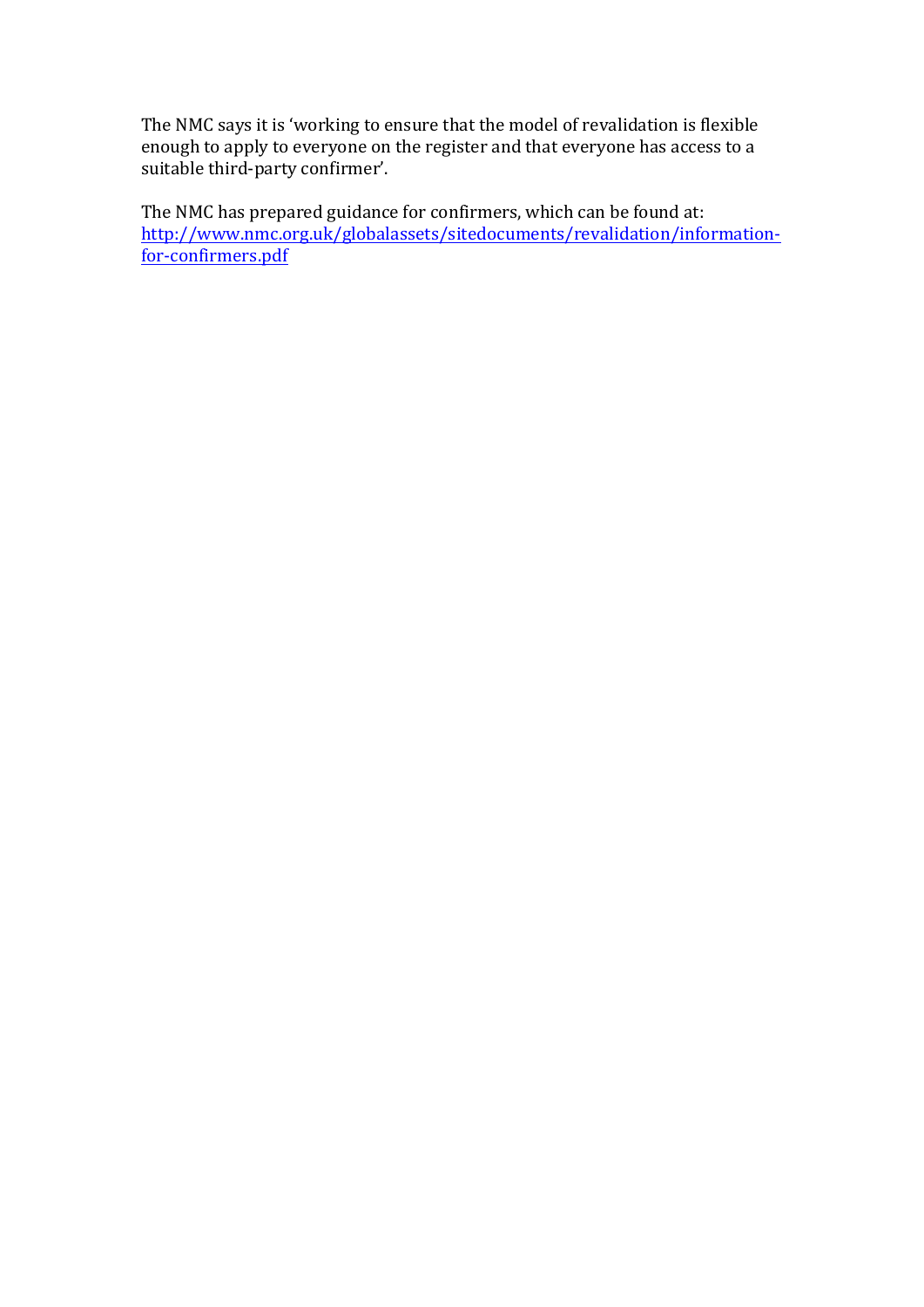The NMC says it is 'working to ensure that the model of revalidation is flexible enough to apply to everyone on the register and that everyone has access to a suitable third-party confirmer'.

The NMC has prepared guidance for confirmers, which can be found at: [http://www.nmc.org.uk/globalassets/sitedocuments/revalidation/information-for-confirmers.pdf](http://www.nmc.org.uk/globalassets/sitedocuments/revalidation/information-for-confirmers.pdf)